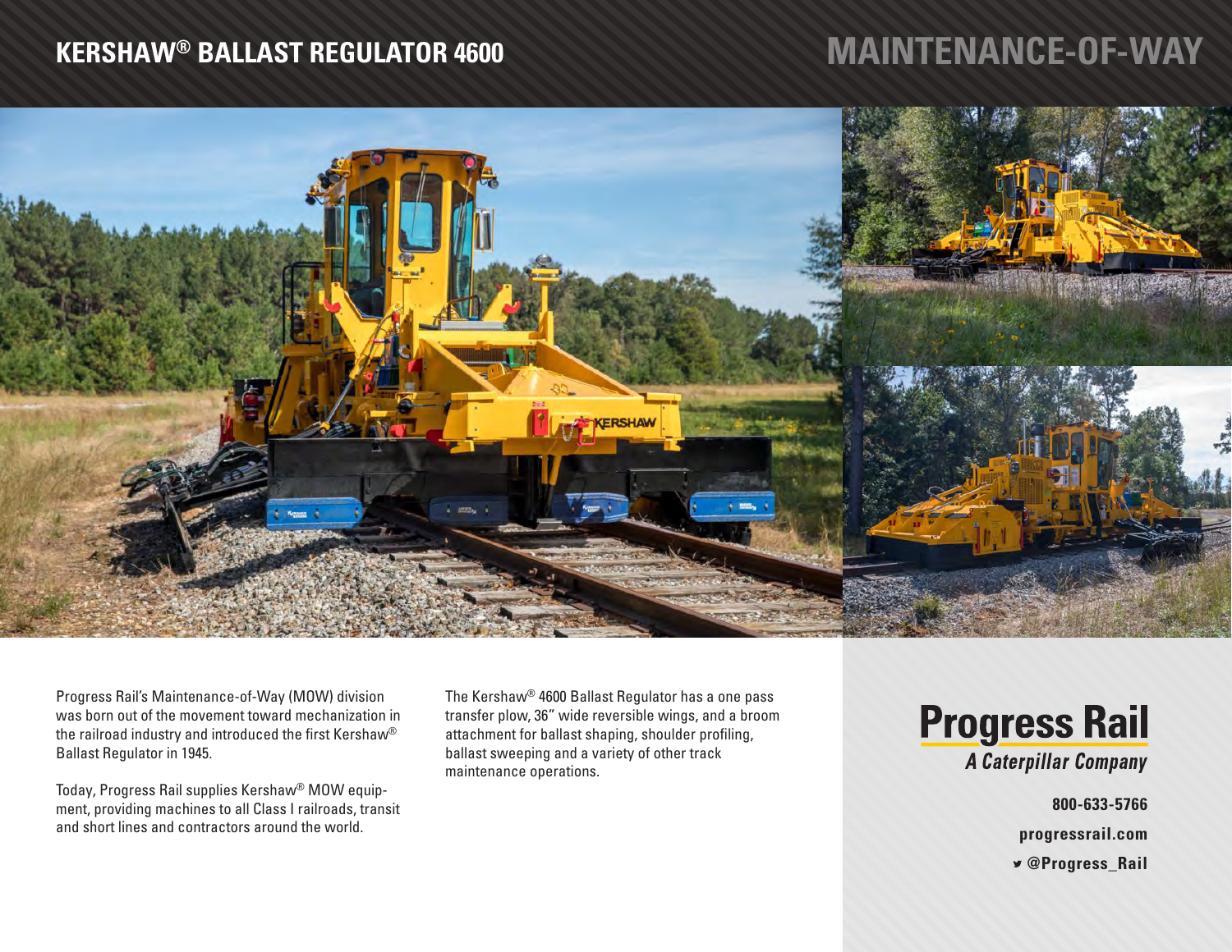# KERSHAW® BALLAST REGULATOR 4600

## MAINTENANCE-OF-WAY

Progress Rail's Maintenance-of-Way (MOW) division was born out of the movement toward mechanization in the railroad industry and introduced the first Kershaw® Ballast Regulator in 1945.

Today, Progress Rail supplies Kershaw® MOW equipment, providing machines to all Class I railroads, transit and short lines and contractors around the world.

The Kershaw® 4600 Ballast Regulator has a one pass transfer plow, 36" wide reversible wings, and a broom attachment for ballast shaping, shoulder profiling, ballast sweeping and a variety of other track maintenance operations.

**Progress Rail**
***A Caterpillar Company***

**800-633-5766**

**progressrail.com**

**@Progress_Rail**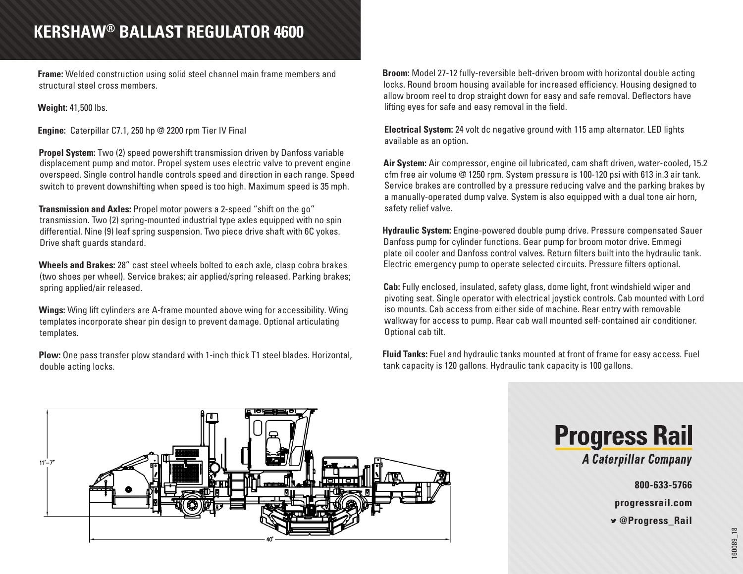# KERSHAW® BALLAST REGULATOR 4600

**Frame:** Welded construction using solid steel channel main frame members and structural steel cross members.

**Weight:** 41,500 lbs.

**Engine:** Caterpillar C7.1, 250 hp @ 2200 rpm Tier IV Final

**Propel System:** Two (2) speed powershift transmission driven by Danfoss variable displacement pump and motor. Propel system uses electric valve to prevent engine overspeed. Single control handle controls speed and direction in each range. Speed switch to prevent downshifting when speed is too high. Maximum speed is 35 mph.

**Transmission and Axles:** Propel motor powers a 2-speed "shift on the go" transmission. Two (2) spring-mounted industrial type axles equipped with no spin differential. Nine (9) leaf spring suspension. Two piece drive shaft with 6C yokes. Drive shaft guards standard.

**Wheels and Brakes:** 28" cast steel wheels bolted to each axle, clasp cobra brakes (two shoes per wheel). Service brakes; air applied/spring released. Parking brakes; spring applied/air released.

**Wings:** Wing lift cylinders are A-frame mounted above wing for accessibility. Wing templates incorporate shear pin design to prevent damage. Optional articulating templates.

**Plow:** One pass transfer plow standard with 1-inch thick T1 steel blades. Horizontal, double acting locks.

**Broom:** Model 27-12 fully-reversible belt-driven broom with horizontal double acting locks. Round broom housing available for increased efficiency. Housing designed to allow broom reel to drop straight down for easy and safe removal. Deflectors have lifting eyes for safe and easy removal in the field.

**Electrical System:** 24 volt dc negative ground with 115 amp alternator. LED lights available as an option.

**Air System:** Air compressor, engine oil lubricated, cam shaft driven, water-cooled, 15.2 cfm free air volume @ 1250 rpm. System pressure is 100-120 psi with 613 in.3 air tank. Service brakes are controlled by a pressure reducing valve and the parking brakes by a manually-operated dump valve. System is also equipped with a dual tone air horn, safety relief valve.

**Hydraulic System:** Engine-powered double pump drive. Pressure compensated Sauer Danfoss pump for cylinder functions. Gear pump for broom motor drive. Emmegi plate oil cooler and Danfoss control valves. Return filters built into the hydraulic tank. Electric emergency pump to operate selected circuits. Pressure filters optional.

**Cab:** Fully enclosed, insulated, safety glass, dome light, front windshield wiper and pivoting seat. Single operator with electrical joystick controls. Cab mounted with Lord iso mounts. Cab access from either side of machine. Rear entry with removable walkway for access to pump. Rear cab wall mounted self-contained air conditioner. Optional cab tilt.

**Fluid Tanks:** Fuel and hydraulic tanks mounted at front of frame for easy access. Fuel tank capacity is 120 gallons. Hydraulic tank capacity is 100 gallons.

11'–7"

40'

**Progress Rail**

*A Caterpillar Company*

**800-633-5766**

**progressrail.com**

**@Progress_Rail**

160089_18